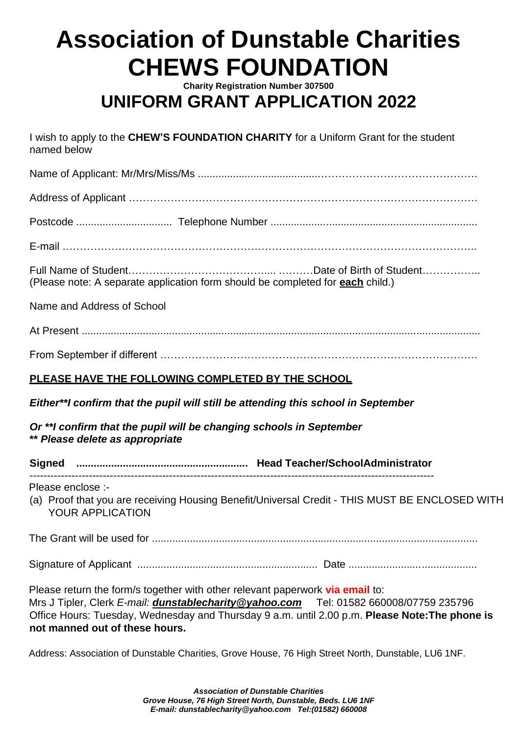# Association of Dunstable Charities
# CHEWS FOUNDATION

**Charity Registration Number 307500**

## UNIFORM GRANT APPLICATION 2022

I wish to apply to the **CHEW'S FOUNDATION CHARITY** for a Uniform Grant for the student named below

Name of Applicant: Mr/Mrs/Miss/Ms .......................................……………………………………….

Address of Applicant ……………………………………………………………………………………….

Postcode ................................. Telephone Number .......................................................................

E-mail ………………………………………………………………………………………………………..

Full Name of Student…………………………………..... ……….Date of Birth of Student……………..
(Please note: A separate application form should be completed for **each** child.)

Name and Address of School

At Present .........................................................................................................................................

From September if different ……………………………………………………………………………….

**PLEASE HAVE THE FOLLOWING COMPLETED BY THE SCHOOL**

***Either**I confirm that the pupil will still be attending this school in September***

***Or **I confirm that the pupil will be changing schools in September***
***** Please delete as appropriate***

**Signed ............................................................ Head Teacher/SchoolAdministrator**

---

Please enclose :-

(a) Proof that you are receiving Housing Benefit/Universal Credit - THIS MUST BE ENCLOSED WITH YOUR APPLICATION

The Grant will be used for ...............................................................................................................

Signature of Applicant .............................................................. Date ...........................................

Please return the form/s together with other relevant paperwork **via email** to:
Mrs J Tipler, Clerk *E-mail:* ***dunstablecharity@yahoo.com*** Tel: 01582 660008/07759 235796
Office Hours: Tuesday, Wednesday and Thursday 9 a.m. until 2.00 p.m. **Please Note:The phone is not manned out of these hours.**

Address: Association of Dunstable Charities, Grove House, 76 High Street North, Dunstable, LU6 1NF.

***Association of Dunstable Charities***
***Grove House, 76 High Street North, Dunstable, Beds. LU6 1NF***
***E-mail: dunstablecharity@yahoo.com Tel:(01582) 660008***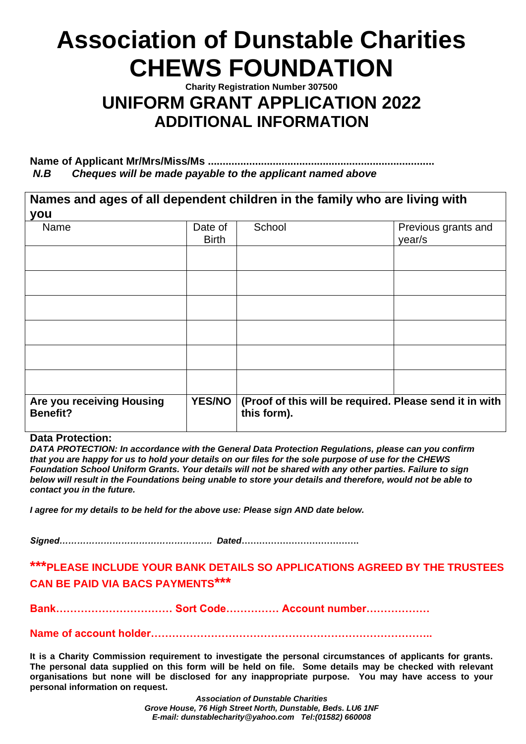# Association of Dunstable Charities
# CHEWS FOUNDATION

**Charity Registration Number 307500**

## UNIFORM GRANT APPLICATION 2022
## ADDITIONAL INFORMATION

**Name of Applicant Mr/Mrs/Miss/Ms ...........................................................................**

***N.B Cheques will be made payable to the applicant named above***

**Names and ages of all dependent children in the family who are living with you**

| Name | Date of Birth | School | Previous grants and year/s |
|---|---|---|---|
| | | | |
| | | | |
| | | | |
| | | | |
| | | | |
| | | | |
| **Are you receiving Housing Benefit?** | **YES/NO** | **(Proof of this will be required. Please send it in with this form).** | |

**Data Protection:**

***DATA PROTECTION: In accordance with the General Data Protection Regulations, please can you confirm that you are happy for us to hold your details on our files for the sole purpose of use for the CHEWS Foundation School Uniform Grants. Your details will not be shared with any other parties. Failure to sign below will result in the Foundations being unable to store your details and therefore, would not be able to contact you in the future.***

***I agree for my details to be held for the above use: Please sign AND date below.***

***Signed……………………………………………. Dated………………………………….***

**\*\*\*PLEASE INCLUDE YOUR BANK DETAILS SO APPLICATIONS AGREED BY THE TRUSTEES CAN BE PAID VIA BACS PAYMENTS\*\*\***

**Bank…………………………… Sort Code…………… Account number………………**

**Name of account holder……………………………………………………………………..**

**It is a Charity Commission requirement to investigate the personal circumstances of applicants for grants. The personal data supplied on this form will be held on file. Some details may be checked with relevant organisations but none will be disclosed for any inappropriate purpose. You may have access to your personal information on request.**

***Association of Dunstable Charities***
***Grove House, 76 High Street North, Dunstable, Beds. LU6 1NF***
***E-mail: dunstablecharity@yahoo.com Tel:(01582) 660008***